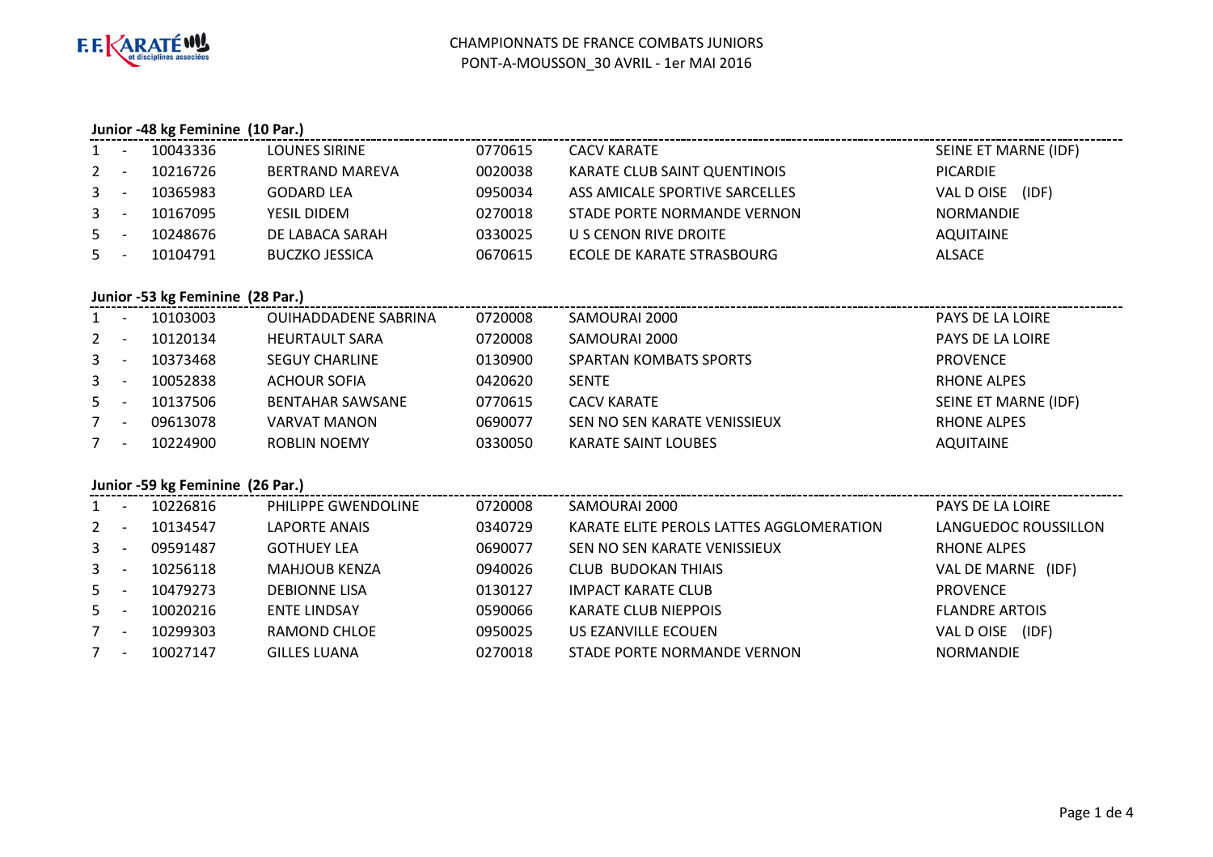CHAMPIONNATS DE FRANCE COMBATS JUNIORS
PONT-A-MOUSSON_30 AVRIL - 1er MAI 2016

**Junior -48 kg Feminine (10 Par.)**

| | | | | | | |
|---|---|---|---|---|---|---|
| 1 | - | 10043336 | LOUNES SIRINE | 0770615 | CACV KARATE | SEINE ET MARNE (IDF) |
| 2 | - | 10216726 | BERTRAND MAREVA | 0020038 | KARATE CLUB SAINT QUENTINOIS | PICARDIE |
| 3 | - | 10365983 | GODARD LEA | 0950034 | ASS AMICALE SPORTIVE SARCELLES | VAL D OISE (IDF) |
| 3 | - | 10167095 | YESIL DIDEM | 0270018 | STADE PORTE NORMANDE VERNON | NORMANDIE |
| 5 | - | 10248676 | DE LABACA SARAH | 0330025 | U S CENON RIVE DROITE | AQUITAINE |
| 5 | - | 10104791 | BUCZKO JESSICA | 0670615 | ECOLE DE KARATE STRASBOURG | ALSACE |

**Junior -53 kg Feminine (28 Par.)**

| | | | | | | |
|---|---|---|---|---|---|---|
| 1 | - | 10103003 | OUIHADDADENE SABRINA | 0720008 | SAMOURAI 2000 | PAYS DE LA LOIRE |
| 2 | - | 10120134 | HEURTAULT SARA | 0720008 | SAMOURAI 2000 | PAYS DE LA LOIRE |
| 3 | - | 10373468 | SEGUY CHARLINE | 0130900 | SPARTAN KOMBATS SPORTS | PROVENCE |
| 3 | - | 10052838 | ACHOUR SOFIA | 0420620 | SENTE | RHONE ALPES |
| 5 | - | 10137506 | BENTAHAR SAWSANE | 0770615 | CACV KARATE | SEINE ET MARNE (IDF) |
| 7 | - | 09613078 | VARVAT MANON | 0690077 | SEN NO SEN KARATE VENISSIEUX | RHONE ALPES |
| 7 | - | 10224900 | ROBLIN NOEMY | 0330050 | KARATE SAINT LOUBES | AQUITAINE |

**Junior -59 kg Feminine (26 Par.)**

| | | | | | | |
|---|---|---|---|---|---|---|
| 1 | - | 10226816 | PHILIPPE GWENDOLINE | 0720008 | SAMOURAI 2000 | PAYS DE LA LOIRE |
| 2 | - | 10134547 | LAPORTE ANAIS | 0340729 | KARATE ELITE PEROLS LATTES AGGLOMERATION | LANGUEDOC ROUSSILLON |
| 3 | - | 09591487 | GOTHUEY LEA | 0690077 | SEN NO SEN KARATE VENISSIEUX | RHONE ALPES |
| 3 | - | 10256118 | MAHJOUB KENZA | 0940026 | CLUB BUDOKAN THIAIS | VAL DE MARNE (IDF) |
| 5 | - | 10479273 | DEBIONNE LISA | 0130127 | IMPACT KARATE CLUB | PROVENCE |
| 5 | - | 10020216 | ENTE LINDSAY | 0590066 | KARATE CLUB NIEPPOIS | FLANDRE ARTOIS |
| 7 | - | 10299303 | RAMOND CHLOE | 0950025 | US EZANVILLE ECOUEN | VAL D OISE (IDF) |
| 7 | - | 10027147 | GILLES LUANA | 0270018 | STADE PORTE NORMANDE VERNON | NORMANDIE |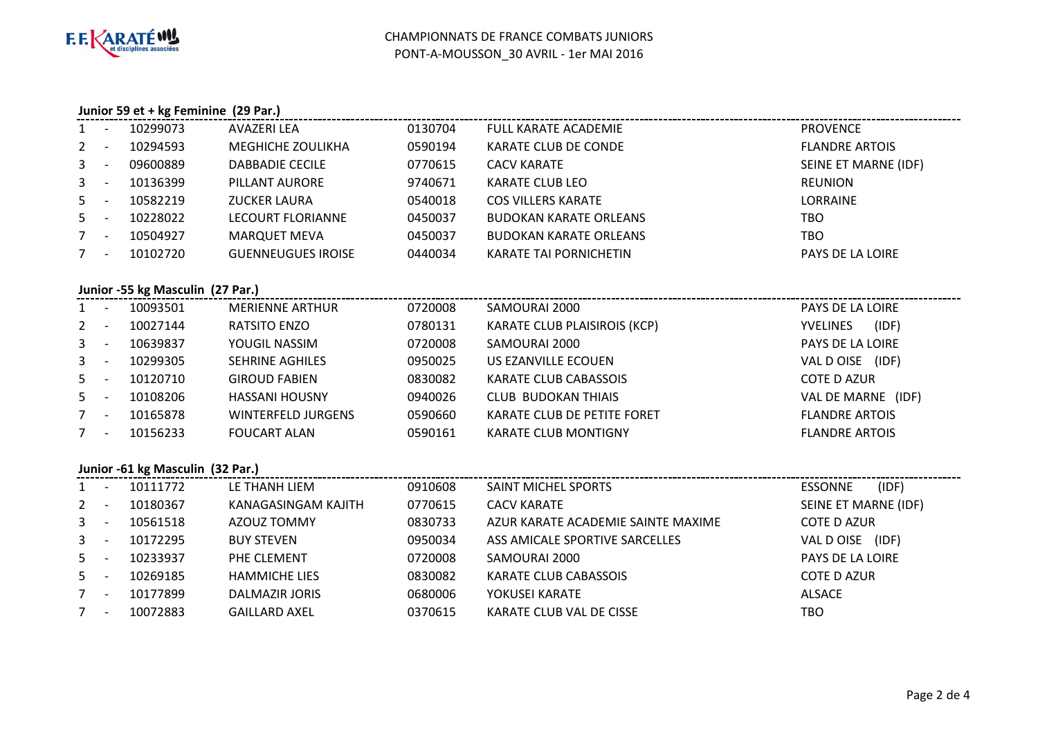# CHAMPIONNATS DE FRANCE COMBATS JUNIORS

PONT-A-MOUSSON_30 AVRIL - 1er MAI 2016

## Junior 59 et + kg Feminine (29 Par.)

| Rang | | Licence | Nom | Code club | Club | Ligue |
|---|---|---|---|---|---|---|
| 1 | - | 10299073 | AVAZERI LEA | 0130704 | FULL KARATE ACADEMIE | PROVENCE |
| 2 | - | 10294593 | MEGHICHE ZOULIKHA | 0590194 | KARATE CLUB DE CONDE | FLANDRE ARTOIS |
| 3 | - | 09600889 | DABBADIE CECILE | 0770615 | CACV KARATE | SEINE ET MARNE (IDF) |
| 3 | - | 10136399 | PILLANT AURORE | 9740671 | KARATE CLUB LEO | REUNION |
| 5 | - | 10582219 | ZUCKER LAURA | 0540018 | COS VILLERS KARATE | LORRAINE |
| 5 | - | 10228022 | LECOURT FLORIANNE | 0450037 | BUDOKAN KARATE ORLEANS | TBO |
| 7 | - | 10504927 | MARQUET MEVA | 0450037 | BUDOKAN KARATE ORLEANS | TBO |
| 7 | - | 10102720 | GUENNEUGUES IROISE | 0440034 | KARATE TAI PORNICHETIN | PAYS DE LA LOIRE |

## Junior -55 kg Masculin (27 Par.)

| Rang | | Licence | Nom | Code club | Club | Ligue |
|---|---|---|---|---|---|---|
| 1 | - | 10093501 | MERIENNE ARTHUR | 0720008 | SAMOURAI 2000 | PAYS DE LA LOIRE |
| 2 | - | 10027144 | RATSITO ENZO | 0780131 | KARATE CLUB PLAISIROIS (KCP) | YVELINES (IDF) |
| 3 | - | 10639837 | YOUGIL NASSIM | 0720008 | SAMOURAI 2000 | PAYS DE LA LOIRE |
| 3 | - | 10299305 | SEHRINE AGHILES | 0950025 | US EZANVILLE ECOUEN | VAL D OISE (IDF) |
| 5 | - | 10120710 | GIROUD FABIEN | 0830082 | KARATE CLUB CABASSOIS | COTE D AZUR |
| 5 | - | 10108206 | HASSANI HOUSNY | 0940026 | CLUB BUDOKAN THIAIS | VAL DE MARNE (IDF) |
| 7 | - | 10165878 | WINTERFELD JURGENS | 0590660 | KARATE CLUB DE PETITE FORET | FLANDRE ARTOIS |
| 7 | - | 10156233 | FOUCART ALAN | 0590161 | KARATE CLUB MONTIGNY | FLANDRE ARTOIS |

## Junior -61 kg Masculin (32 Par.)

| Rang | | Licence | Nom | Code club | Club | Ligue |
|---|---|---|---|---|---|---|
| 1 | - | 10111772 | LE THANH LIEM | 0910608 | SAINT MICHEL SPORTS | ESSONNE (IDF) |
| 2 | - | 10180367 | KANAGASINGAM KAJITH | 0770615 | CACV KARATE | SEINE ET MARNE (IDF) |
| 3 | - | 10561518 | AZOUZ TOMMY | 0830733 | AZUR KARATE ACADEMIE SAINTE MAXIME | COTE D AZUR |
| 3 | - | 10172295 | BUY STEVEN | 0950034 | ASS AMICALE SPORTIVE SARCELLES | VAL D OISE (IDF) |
| 5 | - | 10233937 | PHE CLEMENT | 0720008 | SAMOURAI 2000 | PAYS DE LA LOIRE |
| 5 | - | 10269185 | HAMMICHE LIES | 0830082 | KARATE CLUB CABASSOIS | COTE D AZUR |
| 7 | - | 10177899 | DALMAZIR JORIS | 0680006 | YOKUSEI KARATE | ALSACE |
| 7 | - | 10072883 | GAILLARD AXEL | 0370615 | KARATE CLUB VAL DE CISSE | TBO |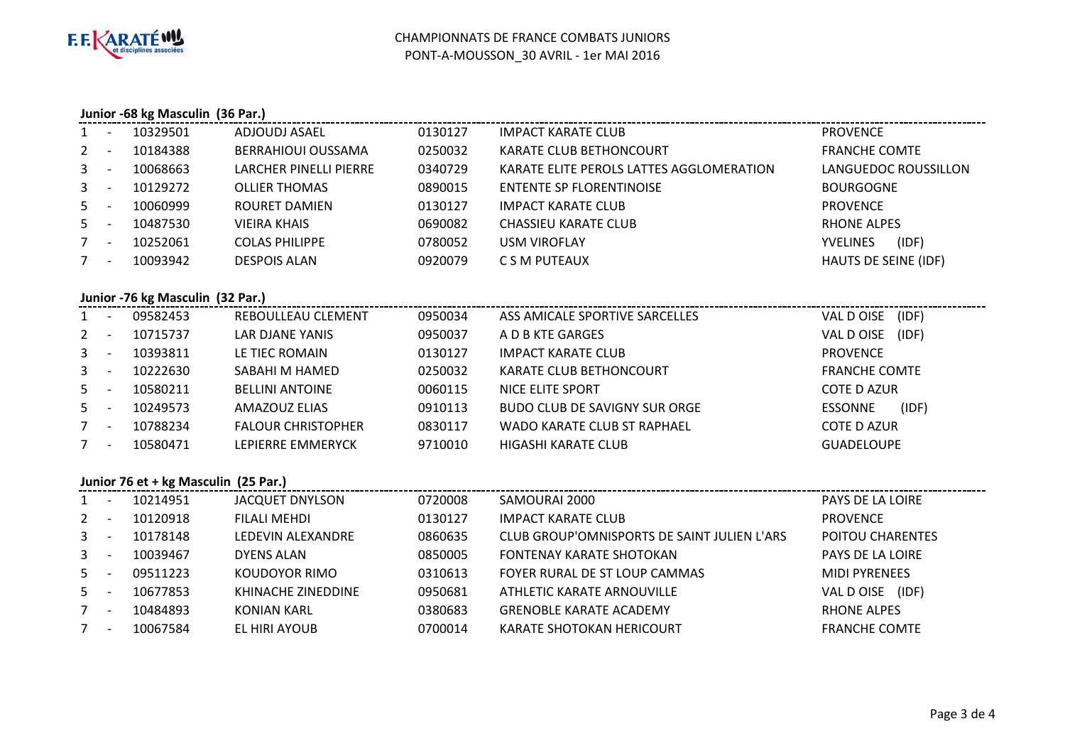CHAMPIONNATS DE FRANCE COMBATS JUNIORS
PONT-A-MOUSSON_30 AVRIL - 1er MAI 2016

### Junior -68 kg Masculin (36 Par.)

| | | | | | | |
|---|---|---|---|---|---|---|
| 1 | - | 10329501 | ADJOUDJ ASAEL | 0130127 | IMPACT KARATE CLUB | PROVENCE |
| 2 | - | 10184388 | BERRAHIOUI OUSSAMA | 0250032 | KARATE CLUB BETHONCOURT | FRANCHE COMTE |
| 3 | - | 10068663 | LARCHER PINELLI PIERRE | 0340729 | KARATE ELITE PEROLS LATTES AGGLOMERATION | LANGUEDOC ROUSSILLON |
| 3 | - | 10129272 | OLLIER THOMAS | 0890015 | ENTENTE SP FLORENTINOISE | BOURGOGNE |
| 5 | - | 10060999 | ROURET DAMIEN | 0130127 | IMPACT KARATE CLUB | PROVENCE |
| 5 | - | 10487530 | VIEIRA KHAIS | 0690082 | CHASSIEU KARATE CLUB | RHONE ALPES |
| 7 | - | 10252061 | COLAS PHILIPPE | 0780052 | USM VIROFLAY | YVELINES (IDF) |
| 7 | - | 10093942 | DESPOIS ALAN | 0920079 | C S M PUTEAUX | HAUTS DE SEINE (IDF) |

### Junior -76 kg Masculin (32 Par.)

| | | | | | | |
|---|---|---|---|---|---|---|
| 1 | - | 09582453 | REBOULLEAU CLEMENT | 0950034 | ASS AMICALE SPORTIVE SARCELLES | VAL D OISE (IDF) |
| 2 | - | 10715737 | LAR DJANE YANIS | 0950037 | A D B KTE GARGES | VAL D OISE (IDF) |
| 3 | - | 10393811 | LE TIEC ROMAIN | 0130127 | IMPACT KARATE CLUB | PROVENCE |
| 3 | - | 10222630 | SABAHI M HAMED | 0250032 | KARATE CLUB BETHONCOURT | FRANCHE COMTE |
| 5 | - | 10580211 | BELLINI ANTOINE | 0060115 | NICE ELITE SPORT | COTE D AZUR |
| 5 | - | 10249573 | AMAZOUZ ELIAS | 0910113 | BUDO CLUB DE SAVIGNY SUR ORGE | ESSONNE (IDF) |
| 7 | - | 10788234 | FALOUR CHRISTOPHER | 0830117 | WADO KARATE CLUB ST RAPHAEL | COTE D AZUR |
| 7 | - | 10580471 | LEPIERRE EMMERYCK | 9710010 | HIGASHI KARATE CLUB | GUADELOUPE |

### Junior 76 et + kg Masculin (25 Par.)

| | | | | | | |
|---|---|---|---|---|---|---|
| 1 | - | 10214951 | JACQUET DNYLSON | 0720008 | SAMOURAI 2000 | PAYS DE LA LOIRE |
| 2 | - | 10120918 | FILALI MEHDI | 0130127 | IMPACT KARATE CLUB | PROVENCE |
| 3 | - | 10178148 | LEDEVIN ALEXANDRE | 0860635 | CLUB GROUP'OMNISPORTS DE SAINT JULIEN L'ARS | POITOU CHARENTES |
| 3 | - | 10039467 | DYENS ALAN | 0850005 | FONTENAY KARATE SHOTOKAN | PAYS DE LA LOIRE |
| 5 | - | 09511223 | KOUDOYOR RIMO | 0310613 | FOYER RURAL DE ST LOUP CAMMAS | MIDI PYRENEES |
| 5 | - | 10677853 | KHINACHE ZINEDDINE | 0950681 | ATHLETIC KARATE ARNOUVILLE | VAL D OISE (IDF) |
| 7 | - | 10484893 | KONIAN KARL | 0380683 | GRENOBLE KARATE ACADEMY | RHONE ALPES |
| 7 | - | 10067584 | EL HIRI AYOUB | 0700014 | KARATE SHOTOKAN HERICOURT | FRANCHE COMTE |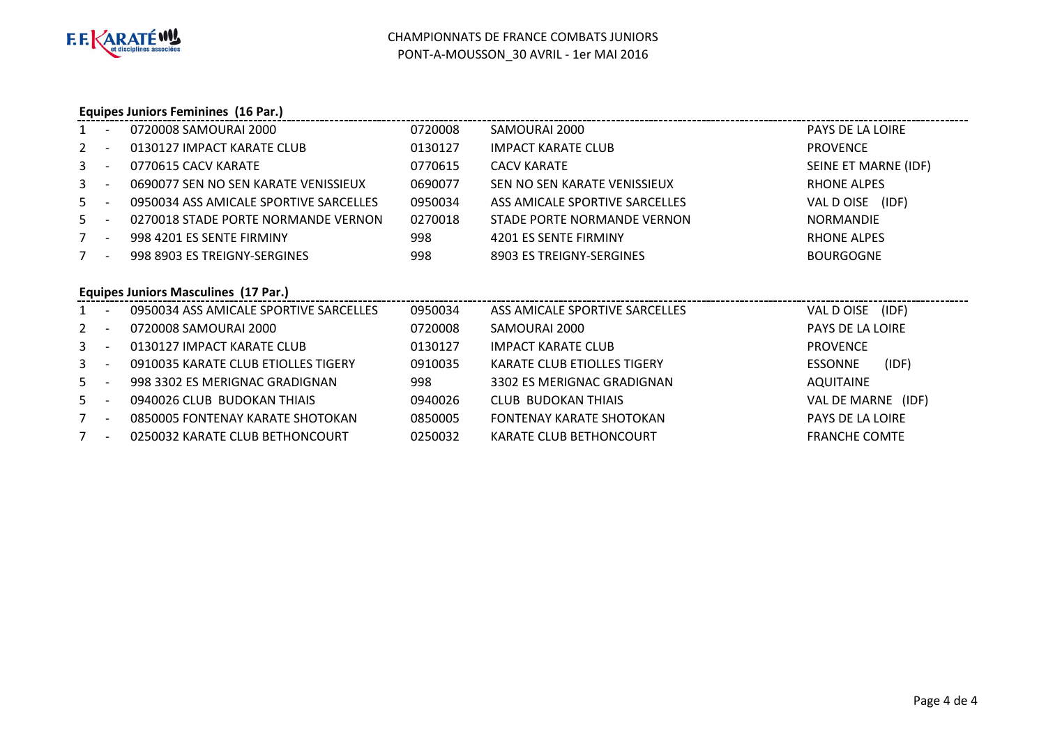**Equipes Juniors Feminines (16 Par.)**

| | | | | | |
|---|---|---|---|---|---|
| 1 | - | 0720008 SAMOURAI 2000 | 0720008 | SAMOURAI 2000 | PAYS DE LA LOIRE |
| 2 | - | 0130127 IMPACT KARATE CLUB | 0130127 | IMPACT KARATE CLUB | PROVENCE |
| 3 | - | 0770615 CACV KARATE | 0770615 | CACV KARATE | SEINE ET MARNE (IDF) |
| 3 | - | 0690077 SEN NO SEN KARATE VENISSIEUX | 0690077 | SEN NO SEN KARATE VENISSIEUX | RHONE ALPES |
| 5 | - | 0950034 ASS AMICALE SPORTIVE SARCELLES | 0950034 | ASS AMICALE SPORTIVE SARCELLES | VAL D OISE (IDF) |
| 5 | - | 0270018 STADE PORTE NORMANDE VERNON | 0270018 | STADE PORTE NORMANDE VERNON | NORMANDIE |
| 7 | - | 998 4201 ES SENTE FIRMINY | 998 | 4201 ES SENTE FIRMINY | RHONE ALPES |
| 7 | - | 998 8903 ES TREIGNY-SERGINES | 998 | 8903 ES TREIGNY-SERGINES | BOURGOGNE |

**Equipes Juniors Masculines (17 Par.)**

| | | | | | |
|---|---|---|---|---|---|
| 1 | - | 0950034 ASS AMICALE SPORTIVE SARCELLES | 0950034 | ASS AMICALE SPORTIVE SARCELLES | VAL D OISE (IDF) |
| 2 | - | 0720008 SAMOURAI 2000 | 0720008 | SAMOURAI 2000 | PAYS DE LA LOIRE |
| 3 | - | 0130127 IMPACT KARATE CLUB | 0130127 | IMPACT KARATE CLUB | PROVENCE |
| 3 | - | 0910035 KARATE CLUB ETIOLLES TIGERY | 0910035 | KARATE CLUB ETIOLLES TIGERY | ESSONNE (IDF) |
| 5 | - | 998 3302 ES MERIGNAC GRADIGNAN | 998 | 3302 ES MERIGNAC GRADIGNAN | AQUITAINE |
| 5 | - | 0940026 CLUB BUDOKAN THIAIS | 0940026 | CLUB BUDOKAN THIAIS | VAL DE MARNE (IDF) |
| 7 | - | 0850005 FONTENAY KARATE SHOTOKAN | 0850005 | FONTENAY KARATE SHOTOKAN | PAYS DE LA LOIRE |
| 7 | - | 0250032 KARATE CLUB BETHONCOURT | 0250032 | KARATE CLUB BETHONCOURT | FRANCHE COMTE |